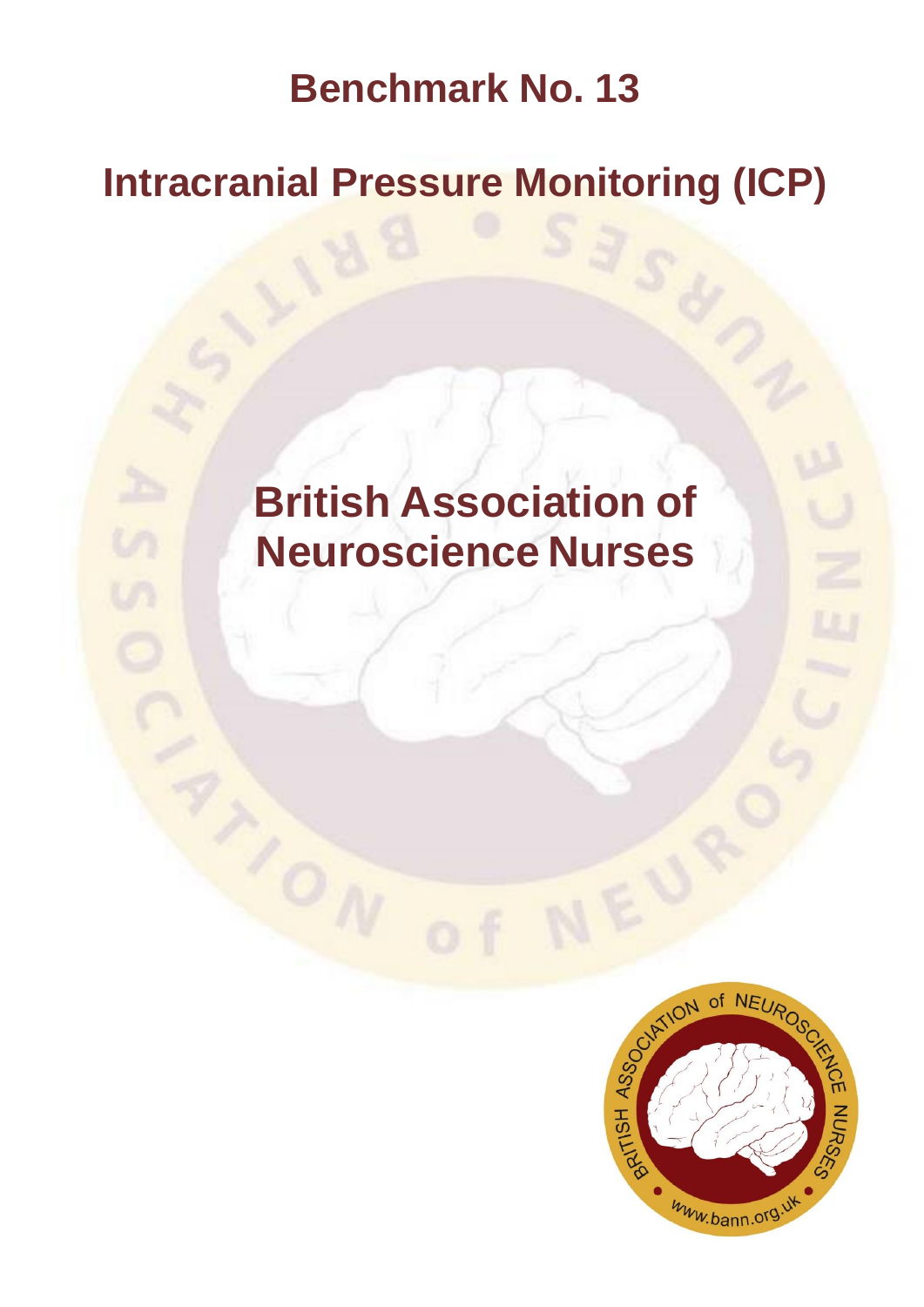# Benchmark No. 13

# Intracranial Pressure Monitoring (ICP)

## British Association of Neuroscience Nurses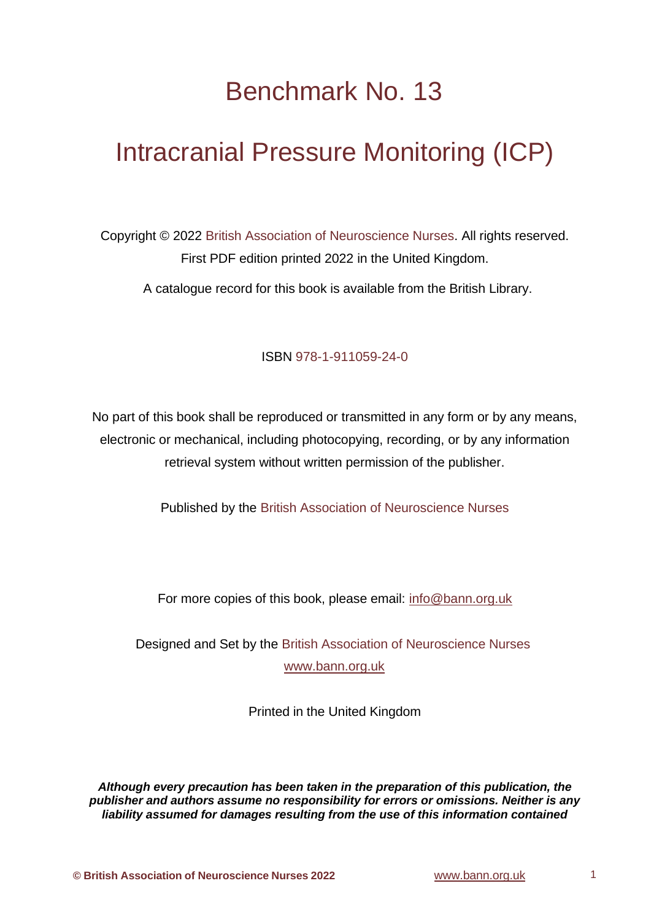# Benchmark No. 13

# Intracranial Pressure Monitoring (ICP)

Copyright © 2022 British Association of Neuroscience Nurses. All rights reserved.
First PDF edition printed 2022 in the United Kingdom.

A catalogue record for this book is available from the British Library.

ISBN 978-1-911059-24-0

No part of this book shall be reproduced or transmitted in any form or by any means, electronic or mechanical, including photocopying, recording, or by any information retrieval system without written permission of the publisher.

Published by the British Association of Neuroscience Nurses

For more copies of this book, please email: info@bann.org.uk

Designed and Set by the British Association of Neuroscience Nurses
www.bann.org.uk

Printed in the United Kingdom

***Although every precaution has been taken in the preparation of this publication, the publisher and authors assume no responsibility for errors or omissions. Neither is any liability assumed for damages resulting from the use of this information contained***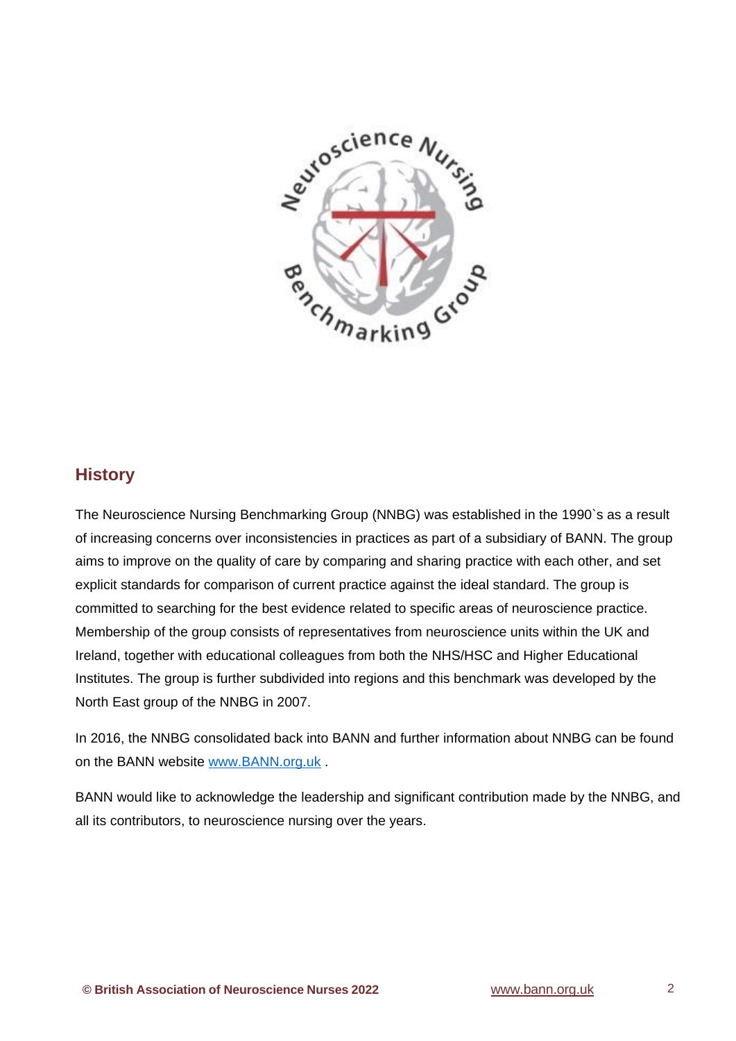## History

The Neuroscience Nursing Benchmarking Group (NNBG) was established in the 1990`s as a result of increasing concerns over inconsistencies in practices as part of a subsidiary of BANN. The group aims to improve on the quality of care by comparing and sharing practice with each other, and set explicit standards for comparison of current practice against the ideal standard. The group is committed to searching for the best evidence related to specific areas of neuroscience practice. Membership of the group consists of representatives from neuroscience units within the UK and Ireland, together with educational colleagues from both the NHS/HSC and Higher Educational Institutes. The group is further subdivided into regions and this benchmark was developed by the North East group of the NNBG in 2007.

In 2016, the NNBG consolidated back into BANN and further information about NNBG can be found on the BANN website www.BANN.org.uk .

BANN would like to acknowledge the leadership and significant contribution made by the NNBG, and all its contributors, to neuroscience nursing over the years.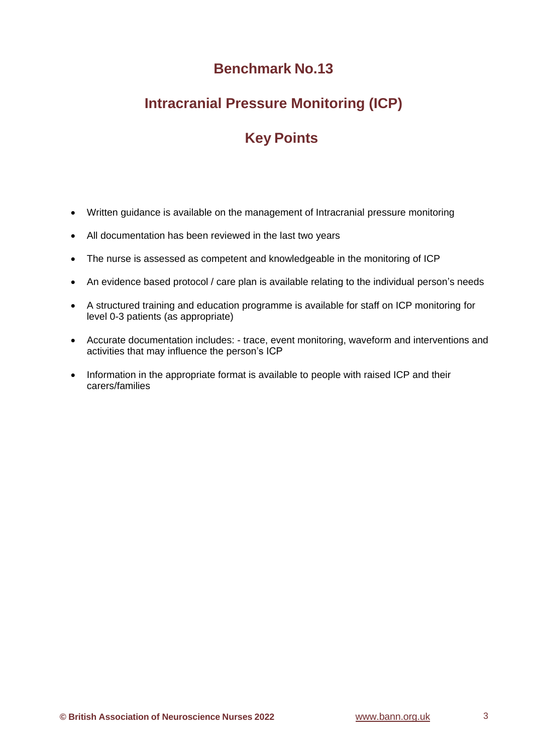# Benchmark No.13

## Intracranial Pressure Monitoring (ICP)

## Key Points

- Written guidance is available on the management of Intracranial pressure monitoring
- All documentation has been reviewed in the last two years
- The nurse is assessed as competent and knowledgeable in the monitoring of ICP
- An evidence based protocol / care plan is available relating to the individual person's needs
- A structured training and education programme is available for staff on ICP monitoring for level 0-3 patients (as appropriate)
- Accurate documentation includes: - trace, event monitoring, waveform and interventions and activities that may influence the person's ICP
- Information in the appropriate format is available to people with raised ICP and their carers/families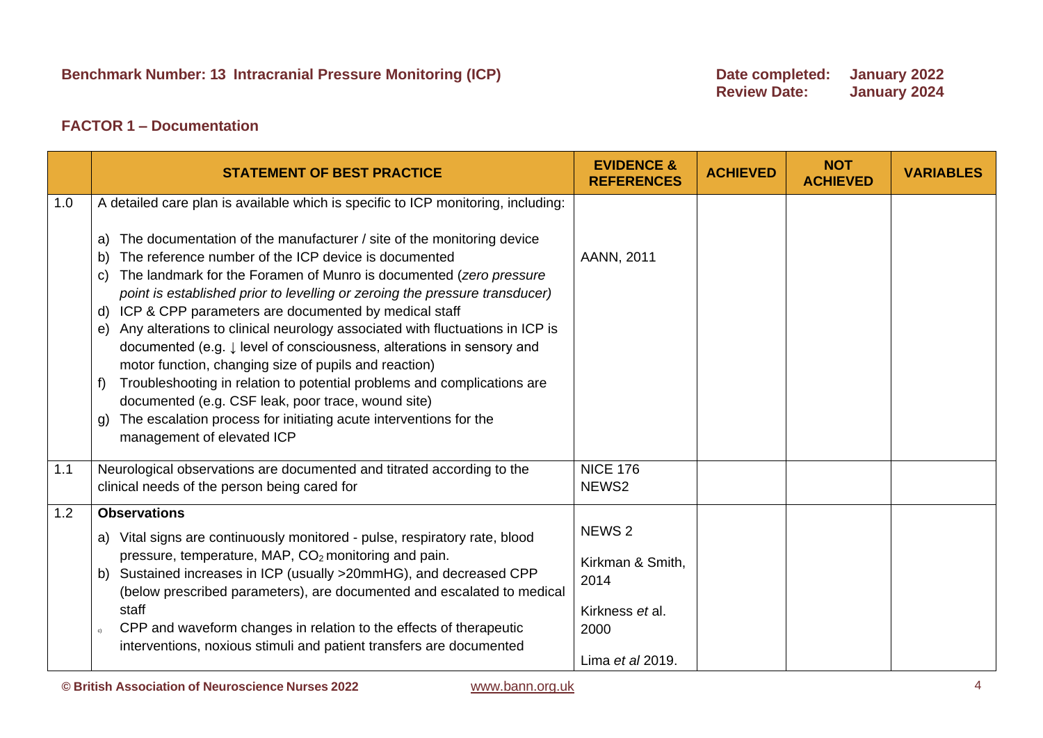**Benchmark Number: 13 Intracranial Pressure Monitoring (ICP)**

**Date completed:** January 2022
**Review Date:** January 2024

## FACTOR 1 – Documentation

| | STATEMENT OF BEST PRACTICE | EVIDENCE & REFERENCES | ACHIEVED | NOT ACHIEVED | VARIABLES |
|---|---|---|---|---|---|
| 1.0 | A detailed care plan is available which is specific to ICP monitoring, including:<br><br>a) The documentation of the manufacturer / site of the monitoring device<br>b) The reference number of the ICP device is documented<br>c) The landmark for the Foramen of Munro is documented (*zero pressure point is established prior to levelling or zeroing the pressure transducer)*<br>d) ICP & CPP parameters are documented by medical staff<br>e) Any alterations to clinical neurology associated with fluctuations in ICP is documented (e.g. ↓ level of consciousness, alterations in sensory and motor function, changing size of pupils and reaction)<br>f) Troubleshooting in relation to potential problems and complications are documented (e.g. CSF leak, poor trace, wound site)<br>g) The escalation process for initiating acute interventions for the management of elevated ICP | AANN, 2011 | | | |
| 1.1 | Neurological observations are documented and titrated according to the clinical needs of the person being cared for | NICE 176<br>NEWS2 | | | |
| 1.2 | **Observations**<br>a) Vital signs are continuously monitored - pulse, respiratory rate, blood pressure, temperature, MAP, $CO_2$ monitoring and pain.<br>b) Sustained increases in ICP (usually >20mmHG), and decreased CPP (below prescribed parameters), are documented and escalated to medical staff<br>c) CPP and waveform changes in relation to the effects of therapeutic interventions, noxious stimuli and patient transfers are documented | NEWS 2<br><br>Kirkman & Smith, 2014<br><br>Kirkness *et* al. 2000<br><br>Lima *et al* 2019. | | | |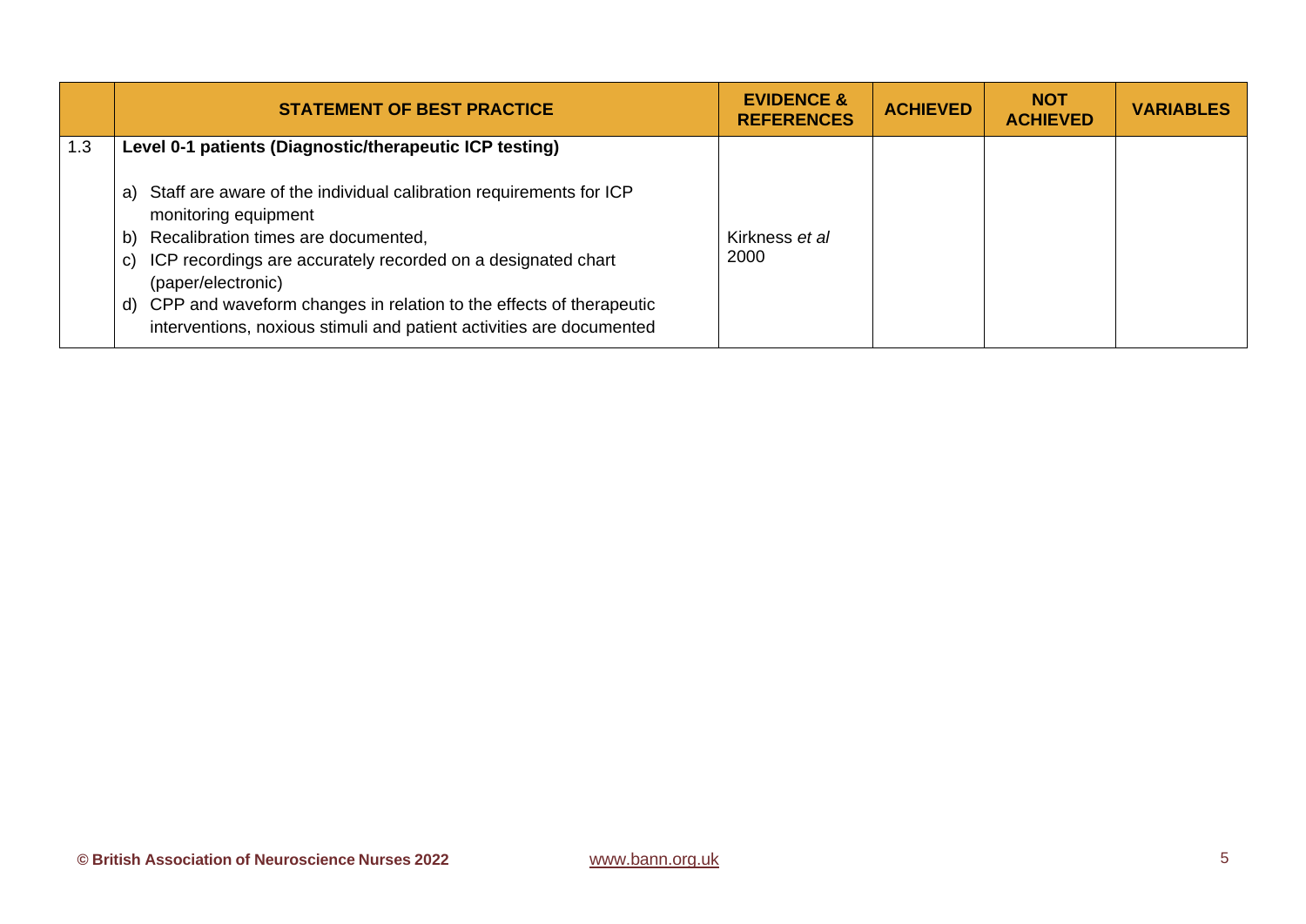|  | STATEMENT OF BEST PRACTICE | EVIDENCE & REFERENCES | ACHIEVED | NOT ACHIEVED | VARIABLES |
|---|---|---|---|---|---|
| 1.3 | **Level 0-1 patients (Diagnostic/therapeutic ICP testing)**<br><br>a) Staff are aware of the individual calibration requirements for ICP monitoring equipment<br>b) Recalibration times are documented,<br>c) ICP recordings are accurately recorded on a designated chart (paper/electronic)<br>d) CPP and waveform changes in relation to the effects of therapeutic interventions, noxious stimuli and patient activities are documented | Kirkness *et al* 2000 |  |  |  |

© British Association of Neuroscience Nurses 2022 www.bann.org.uk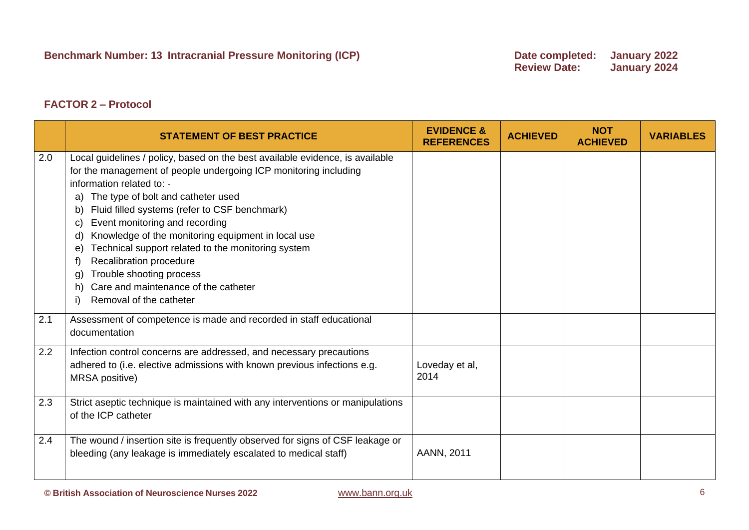**Benchmark Number: 13 Intracranial Pressure Monitoring (ICP)**

**Date completed:** January 2022
**Review Date:** January 2024

## FACTOR 2 – Protocol

| | STATEMENT OF BEST PRACTICE | EVIDENCE & REFERENCES | ACHIEVED | NOT ACHIEVED | VARIABLES |
|---|---|---|---|---|---|
| 2.0 | Local guidelines / policy, based on the best available evidence, is available for the management of people undergoing ICP monitoring including information related to: -<br>a) The type of bolt and catheter used<br>b) Fluid filled systems (refer to CSF benchmark)<br>c) Event monitoring and recording<br>d) Knowledge of the monitoring equipment in local use<br>e) Technical support related to the monitoring system<br>f) Recalibration procedure<br>g) Trouble shooting process<br>h) Care and maintenance of the catheter<br>i) Removal of the catheter | | | | |
| 2.1 | Assessment of competence is made and recorded in staff educational documentation | | | | |
| 2.2 | Infection control concerns are addressed, and necessary precautions adhered to (i.e. elective admissions with known previous infections e.g. MRSA positive) | Loveday et al, 2014 | | | |
| 2.3 | Strict aseptic technique is maintained with any interventions or manipulations of the ICP catheter | | | | |
| 2.4 | The wound / insertion site is frequently observed for signs of CSF leakage or bleeding (any leakage is immediately escalated to medical staff) | AANN, 2011 | | | |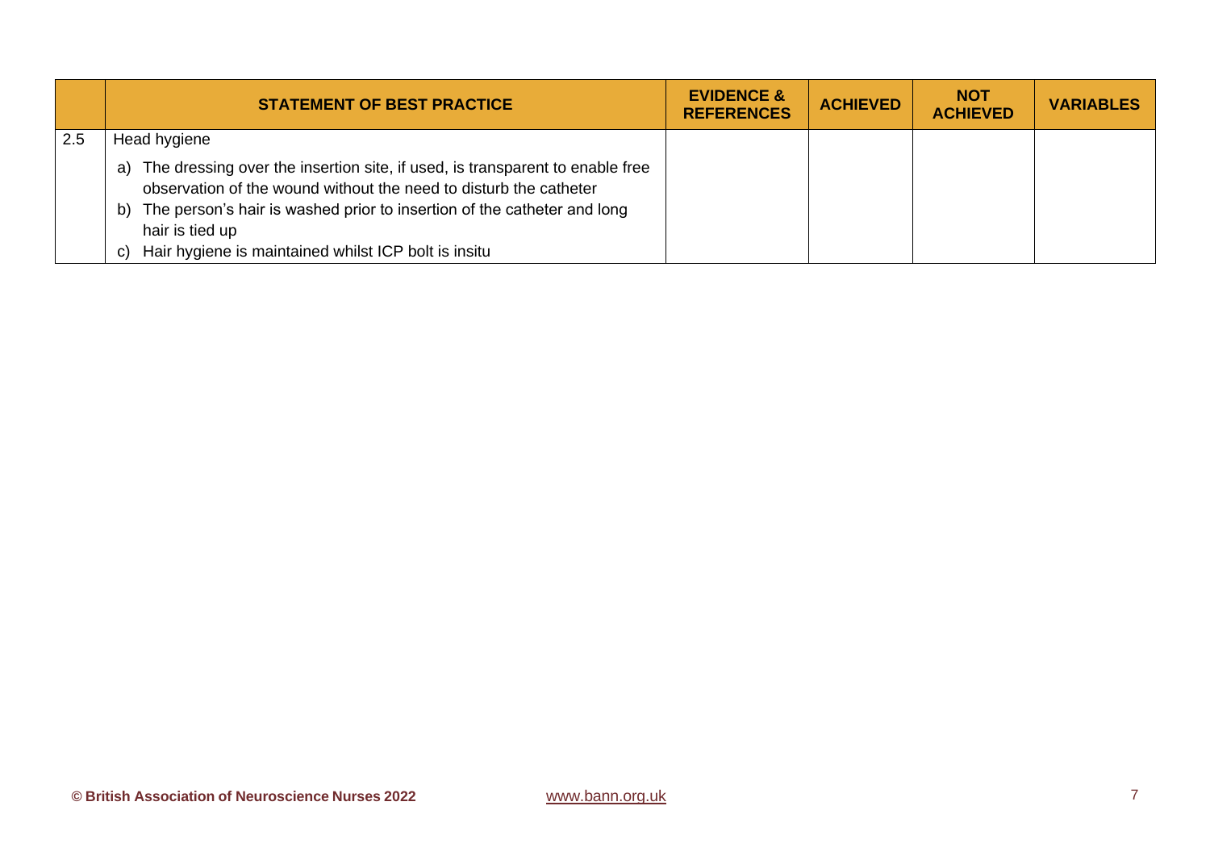| | STATEMENT OF BEST PRACTICE | EVIDENCE & REFERENCES | ACHIEVED | NOT ACHIEVED | VARIABLES |
|---|---|---|---|---|---|
| 2.5 | Head hygiene<br>a) The dressing over the insertion site, if used, is transparent to enable free observation of the wound without the need to disturb the catheter<br>b) The person's hair is washed prior to insertion of the catheter and long hair is tied up<br>c) Hair hygiene is maintained whilst ICP bolt is insitu | | | | |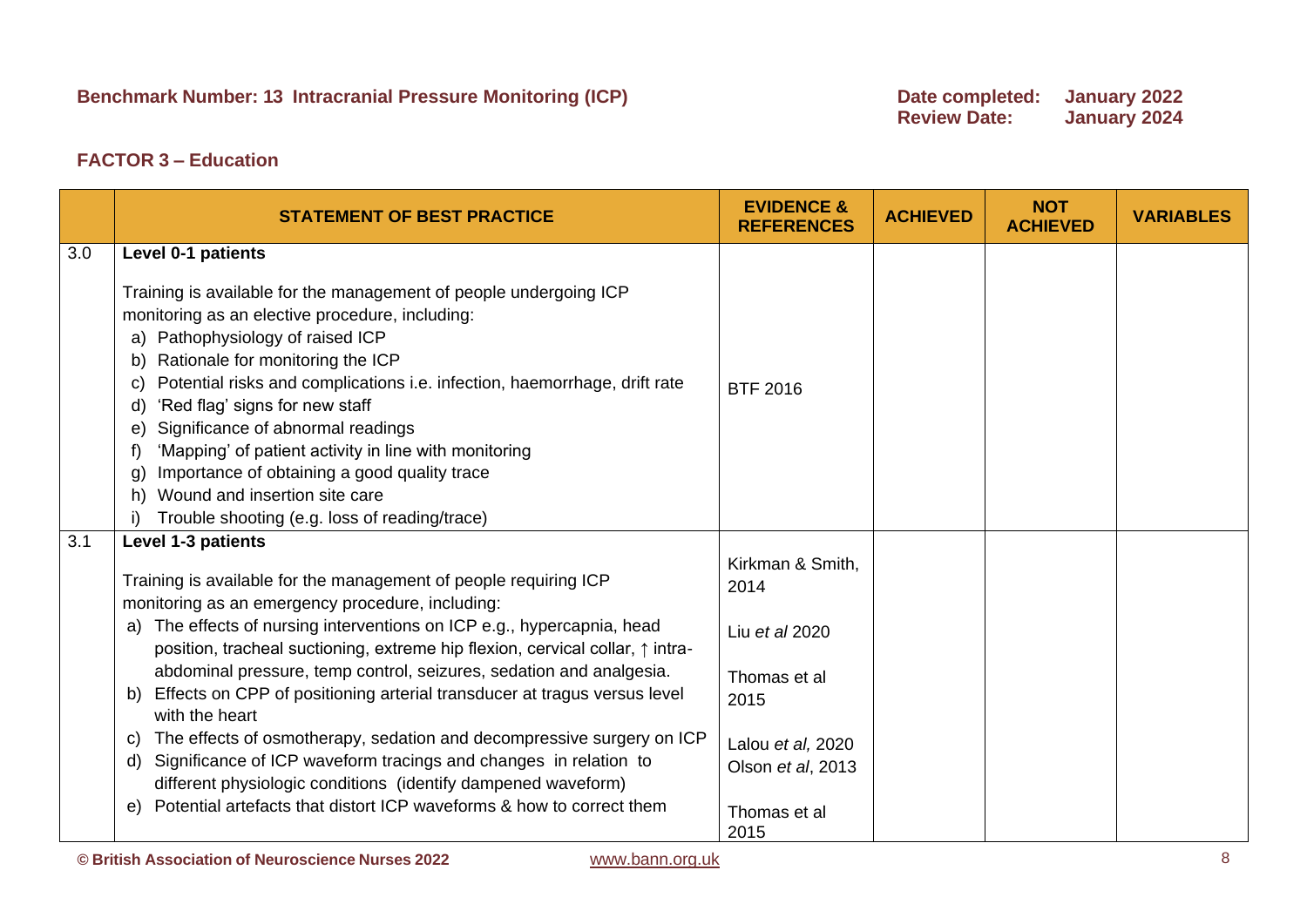**Benchmark Number: 13 Intracranial Pressure Monitoring (ICP)**

**Date completed:** January 2022
**Review Date:** January 2024

## FACTOR 3 – Education

| | STATEMENT OF BEST PRACTICE | EVIDENCE & REFERENCES | ACHIEVED | NOT ACHIEVED | VARIABLES |
|---|---|---|---|---|---|
| 3.0 | **Level 0-1 patients**<br><br>Training is available for the management of people undergoing ICP monitoring as an elective procedure, including:<br>a) Pathophysiology of raised ICP<br>b) Rationale for monitoring the ICP<br>c) Potential risks and complications i.e. infection, haemorrhage, drift rate<br>d) 'Red flag' signs for new staff<br>e) Significance of abnormal readings<br>f) 'Mapping' of patient activity in line with monitoring<br>g) Importance of obtaining a good quality trace<br>h) Wound and insertion site care<br>i) Trouble shooting (e.g. loss of reading/trace) | BTF 2016 | | | |
| 3.1 | **Level 1-3 patients**<br><br>Training is available for the management of people requiring ICP monitoring as an emergency procedure, including:<br>a) The effects of nursing interventions on ICP e.g., hypercapnia, head position, tracheal suctioning, extreme hip flexion, cervical collar, ↑ intra-abdominal pressure, temp control, seizures, sedation and analgesia.<br>b) Effects on CPP of positioning arterial transducer at tragus versus level with the heart<br>c) The effects of osmotherapy, sedation and decompressive surgery on ICP<br>d) Significance of ICP waveform tracings and changes in relation to different physiologic conditions (identify dampened waveform)<br>e) Potential artefacts that distort ICP waveforms & how to correct them | Kirkman & Smith, 2014<br><br>Liu *et al* 2020<br><br>Thomas et al 2015<br><br>Lalou *et al,* 2020<br>Olson *et al*, 2013<br><br>Thomas et al 2015 | | | |

© British Association of Neuroscience Nurses 2022 www.bann.org.uk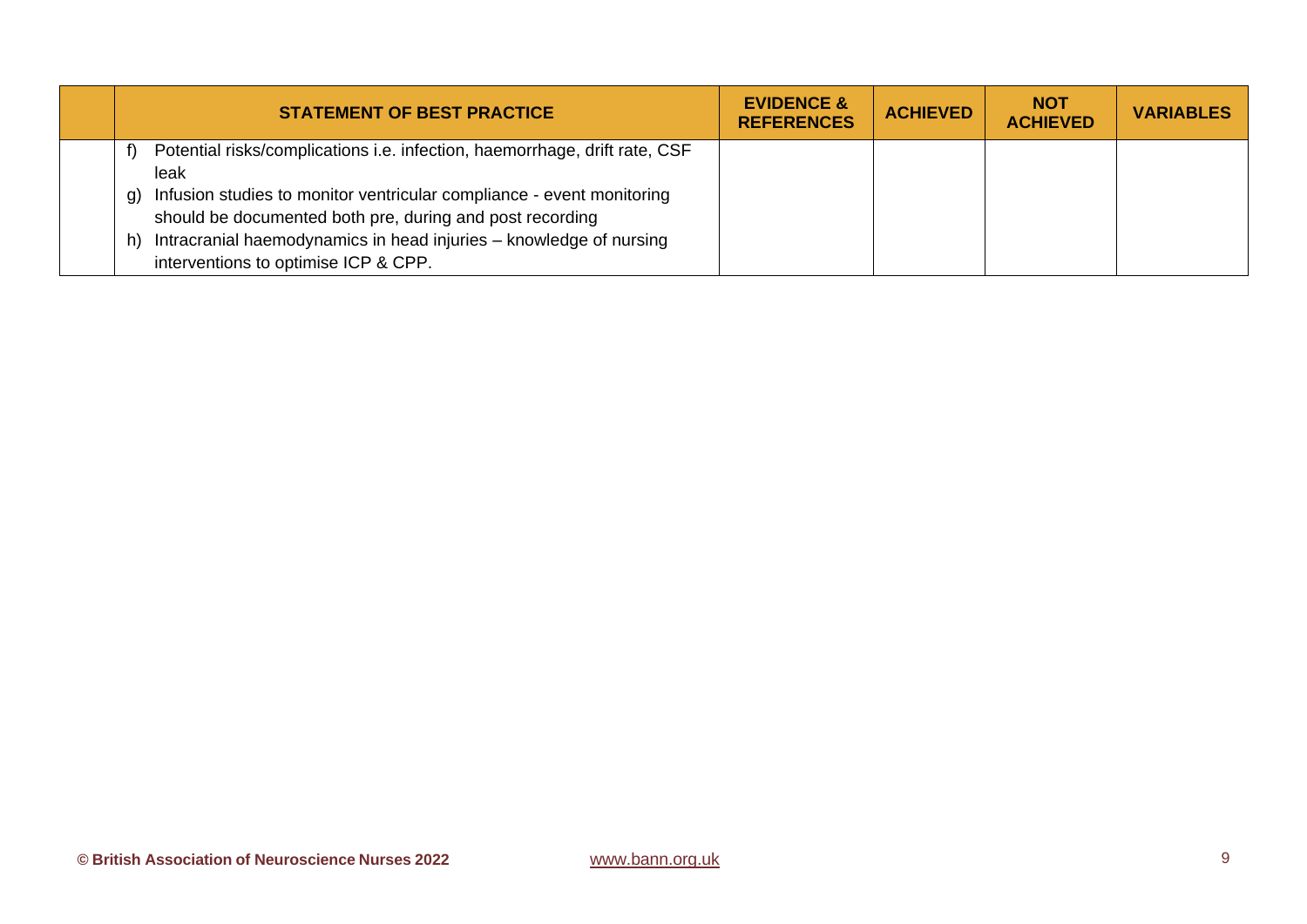| | STATEMENT OF BEST PRACTICE | EVIDENCE & REFERENCES | ACHIEVED | NOT ACHIEVED | VARIABLES |
|---|---|---|---|---|---|
| | f) Potential risks/complications i.e. infection, haemorrhage, drift rate, CSF leak<br>g) Infusion studies to monitor ventricular compliance - event monitoring should be documented both pre, during and post recording<br>h) Intracranial haemodynamics in head injuries – knowledge of nursing interventions to optimise ICP & CPP. | | | | |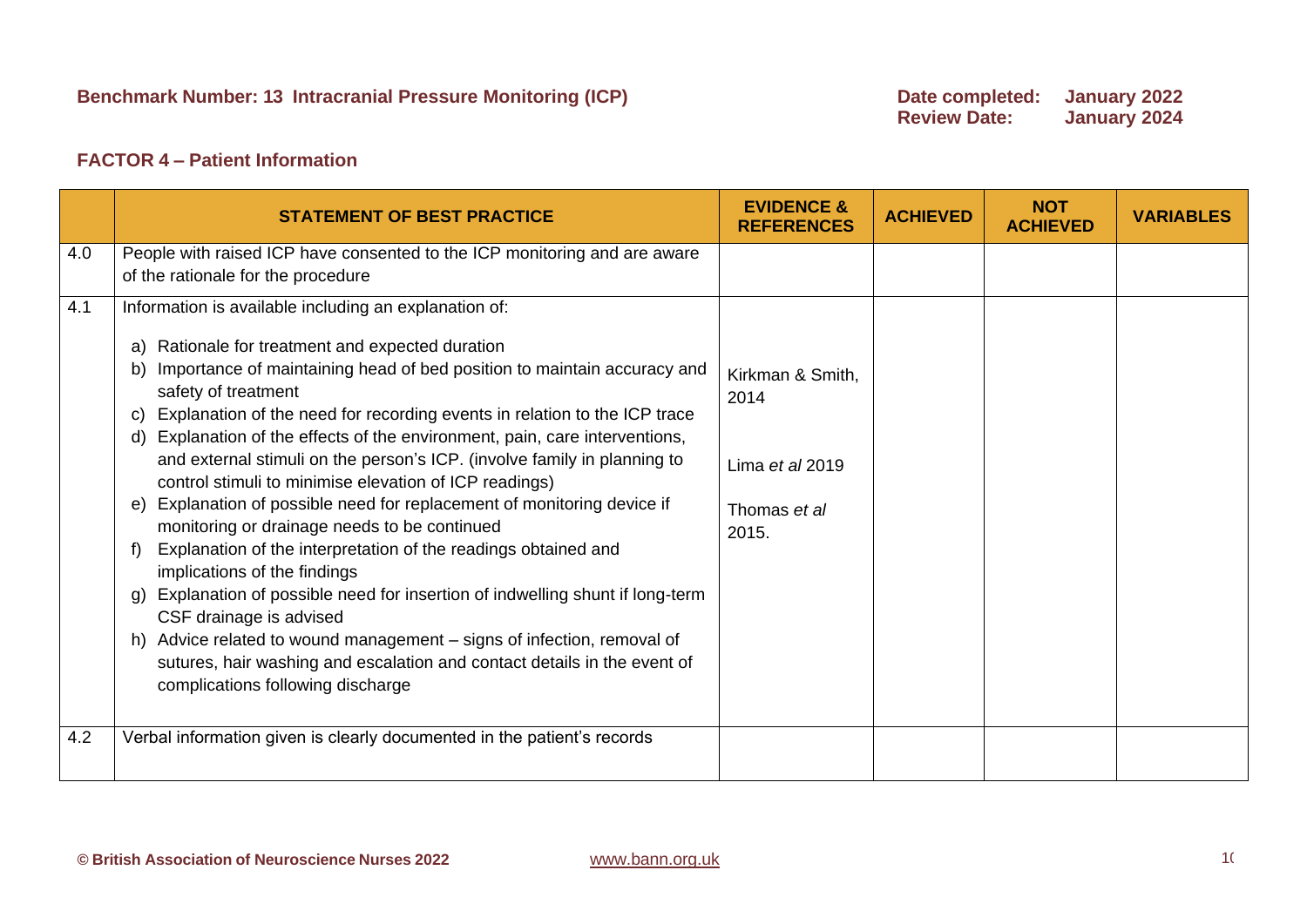**Benchmark Number: 13 Intracranial Pressure Monitoring (ICP)**

**Date completed: January 2022**
**Review Date: January 2024**

## FACTOR 4 – Patient Information

| | STATEMENT OF BEST PRACTICE | EVIDENCE & REFERENCES | ACHIEVED | NOT ACHIEVED | VARIABLES |
|---|---|---|---|---|---|
| 4.0 | People with raised ICP have consented to the ICP monitoring and are aware of the rationale for the procedure | | | | |
| 4.1 | Information is available including an explanation of:<br><br>a) Rationale for treatment and expected duration<br>b) Importance of maintaining head of bed position to maintain accuracy and safety of treatment<br>c) Explanation of the need for recording events in relation to the ICP trace<br>d) Explanation of the effects of the environment, pain, care interventions, and external stimuli on the person's ICP. (involve family in planning to control stimuli to minimise elevation of ICP readings)<br>e) Explanation of possible need for replacement of monitoring device if monitoring or drainage needs to be continued<br>f) Explanation of the interpretation of the readings obtained and implications of the findings<br>g) Explanation of possible need for insertion of indwelling shunt if long-term CSF drainage is advised<br>h) Advice related to wound management – signs of infection, removal of sutures, hair washing and escalation and contact details in the event of complications following discharge | Kirkman & Smith, 2014<br><br>Lima *et al* 2019<br><br>Thomas *et al* 2015. | | | |
| 4.2 | Verbal information given is clearly documented in the patient's records | | | | |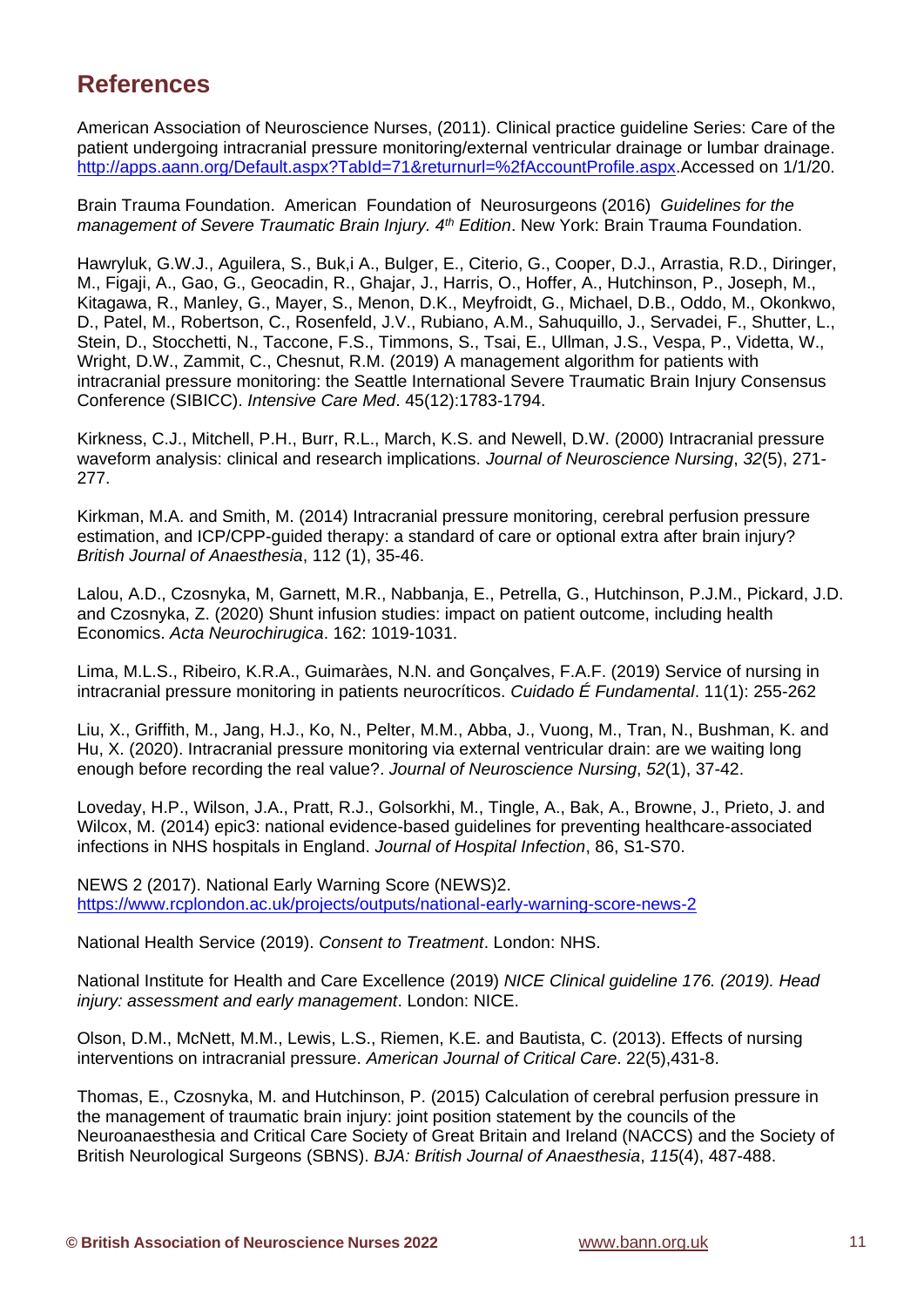## References

American Association of Neuroscience Nurses, (2011). Clinical practice guideline Series: Care of the patient undergoing intracranial pressure monitoring/external ventricular drainage or lumbar drainage. http://apps.aann.org/Default.aspx?TabId=71&returnurl=%2fAccountProfile.aspx.Accessed on 1/1/20.

Brain Trauma Foundation. American Foundation of Neurosurgeons (2016) *Guidelines for the management of Severe Traumatic Brain Injury. 4th Edition*. New York: Brain Trauma Foundation.

Hawryluk, G.W.J., Aguilera, S., Buk,i A., Bulger, E., Citerio, G., Cooper, D.J., Arrastia, R.D., Diringer, M., Figaji, A., Gao, G., Geocadin, R., Ghajar, J., Harris, O., Hoffer, A., Hutchinson, P., Joseph, M., Kitagawa, R., Manley, G., Mayer, S., Menon, D.K., Meyfroidt, G., Michael, D.B., Oddo, M., Okonkwo, D., Patel, M., Robertson, C., Rosenfeld, J.V., Rubiano, A.M., Sahuquillo, J., Servadei, F., Shutter, L., Stein, D., Stocchetti, N., Taccone, F.S., Timmons, S., Tsai, E., Ullman, J.S., Vespa, P., Videtta, W., Wright, D.W., Zammit, C., Chesnut, R.M. (2019) A management algorithm for patients with intracranial pressure monitoring: the Seattle International Severe Traumatic Brain Injury Consensus Conference (SIBICC). *Intensive Care Med*. 45(12):1783-1794.

Kirkness, C.J., Mitchell, P.H., Burr, R.L., March, K.S. and Newell, D.W. (2000) Intracranial pressure waveform analysis: clinical and research implications. *Journal of Neuroscience Nursing*, *32*(5), 271-277.

Kirkman, M.A. and Smith, M. (2014) Intracranial pressure monitoring, cerebral perfusion pressure estimation, and ICP/CPP-guided therapy: a standard of care or optional extra after brain injury? *British Journal of Anaesthesia*, 112 (1), 35-46.

Lalou, A.D., Czosnyka, M, Garnett, M.R., Nabbanja, E., Petrella, G., Hutchinson, P.J.M., Pickard, J.D. and Czosnyka, Z. (2020) Shunt infusion studies: impact on patient outcome, including health Economics. *Acta Neurochirugica*. 162: 1019-1031.

Lima, M.L.S., Ribeiro, K.R.A., Guimaràes, N.N. and Gonçalves, F.A.F. (2019) Service of nursing in intracranial pressure monitoring in patients neurocríticos. *Cuidado É Fundamental*. 11(1): 255-262

Liu, X., Griffith, M., Jang, H.J., Ko, N., Pelter, M.M., Abba, J., Vuong, M., Tran, N., Bushman, K. and Hu, X. (2020). Intracranial pressure monitoring via external ventricular drain: are we waiting long enough before recording the real value?. *Journal of Neuroscience Nursing*, *52*(1), 37-42.

Loveday, H.P., Wilson, J.A., Pratt, R.J., Golsorkhi, M., Tingle, A., Bak, A., Browne, J., Prieto, J. and Wilcox, M. (2014) epic3: national evidence-based guidelines for preventing healthcare-associated infections in NHS hospitals in England. *Journal of Hospital Infection*, 86, S1-S70.

NEWS 2 (2017). National Early Warning Score (NEWS)2. https://www.rcplondon.ac.uk/projects/outputs/national-early-warning-score-news-2

National Health Service (2019). *Consent to Treatment*. London: NHS.

National Institute for Health and Care Excellence (2019) *NICE Clinical guideline 176. (2019). Head injury: assessment and early management*. London: NICE.

Olson, D.M., McNett, M.M., Lewis, L.S., Riemen, K.E. and Bautista, C. (2013). Effects of nursing interventions on intracranial pressure. *American Journal of Critical Care*. 22(5),431-8.

Thomas, E., Czosnyka, M. and Hutchinson, P. (2015) Calculation of cerebral perfusion pressure in the management of traumatic brain injury: joint position statement by the councils of the Neuroanaesthesia and Critical Care Society of Great Britain and Ireland (NACCS) and the Society of British Neurological Surgeons (SBNS). *BJA: British Journal of Anaesthesia*, *115*(4), 487-488.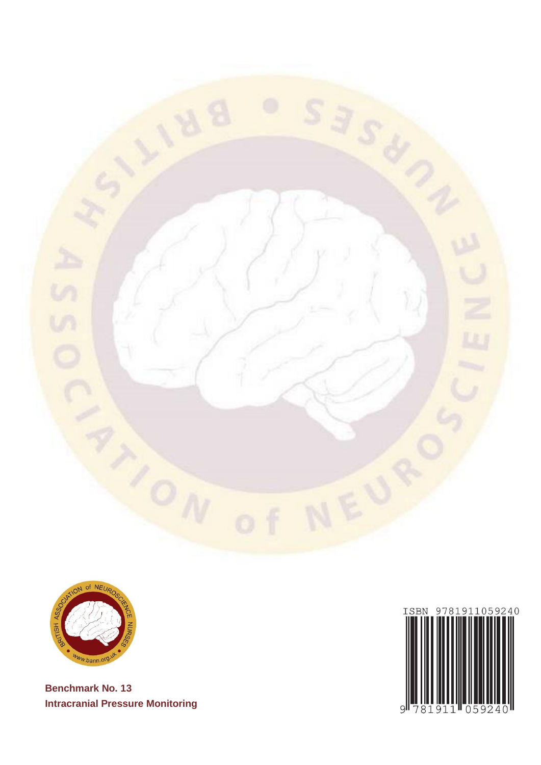**Benchmark No. 13**
**Intracranial Pressure Monitoring**

ISBN 9781911059240